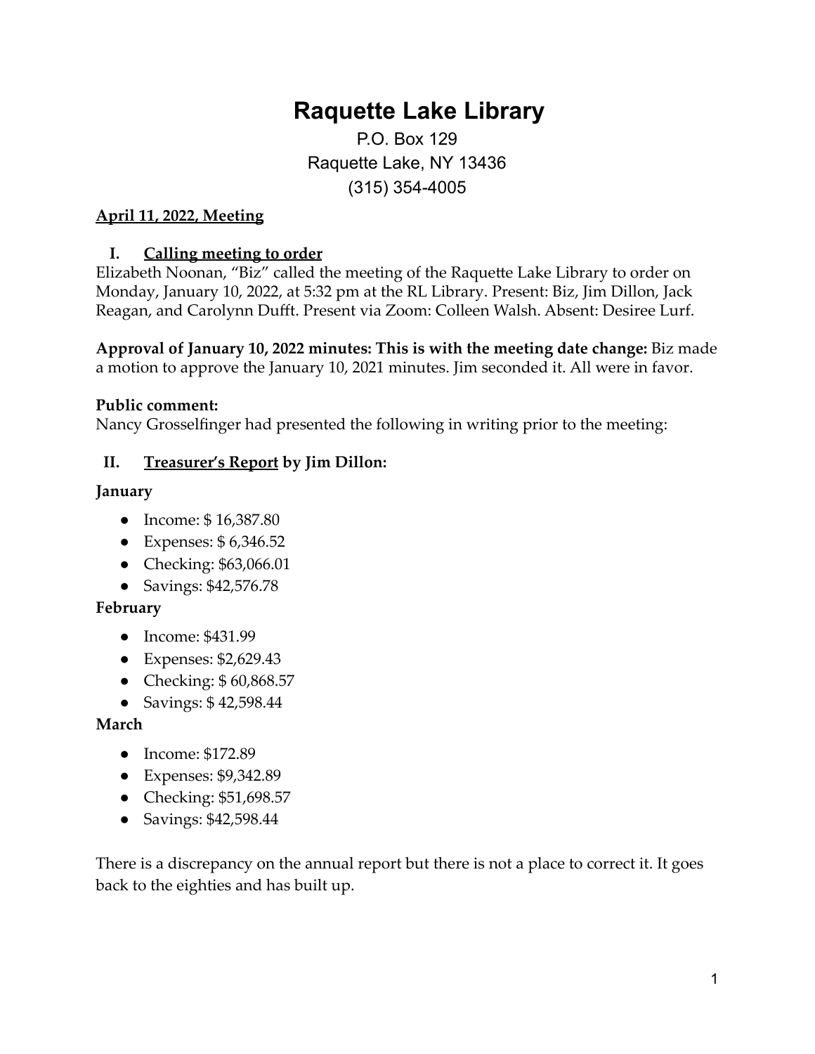# Raquette Lake Library

P.O. Box 129
Raquette Lake, NY 13436
(315) 354-4005

**April 11, 2022, Meeting**

## I. Calling meeting to order

Elizabeth Noonan, "Biz" called the meeting of the Raquette Lake Library to order on Monday, January 10, 2022, at 5:32 pm at the RL Library. Present: Biz, Jim Dillon, Jack Reagan, and Carolynn Dufft. Present via Zoom: Colleen Walsh. Absent: Desiree Lurf.

**Approval of January 10, 2022 minutes: This is with the meeting date change:** Biz made a motion to approve the January 10, 2021 minutes. Jim seconded it. All were in favor.

**Public comment:**
Nancy Grosselfinger had presented the following in writing prior to the meeting:

## II. Treasurer's Report by Jim Dillon:

**January**

- Income: $ 16,387.80
- Expenses: $ 6,346.52
- Checking: $63,066.01
- Savings: $42,576.78

**February**

- Income: $431.99
- Expenses: $2,629.43
- Checking: $ 60,868.57
- Savings: $ 42,598.44

**March**

- Income: $172.89
- Expenses: $9,342.89
- Checking: $51,698.57
- Savings: $42,598.44

There is a discrepancy on the annual report but there is not a place to correct it. It goes back to the eighties and has built up.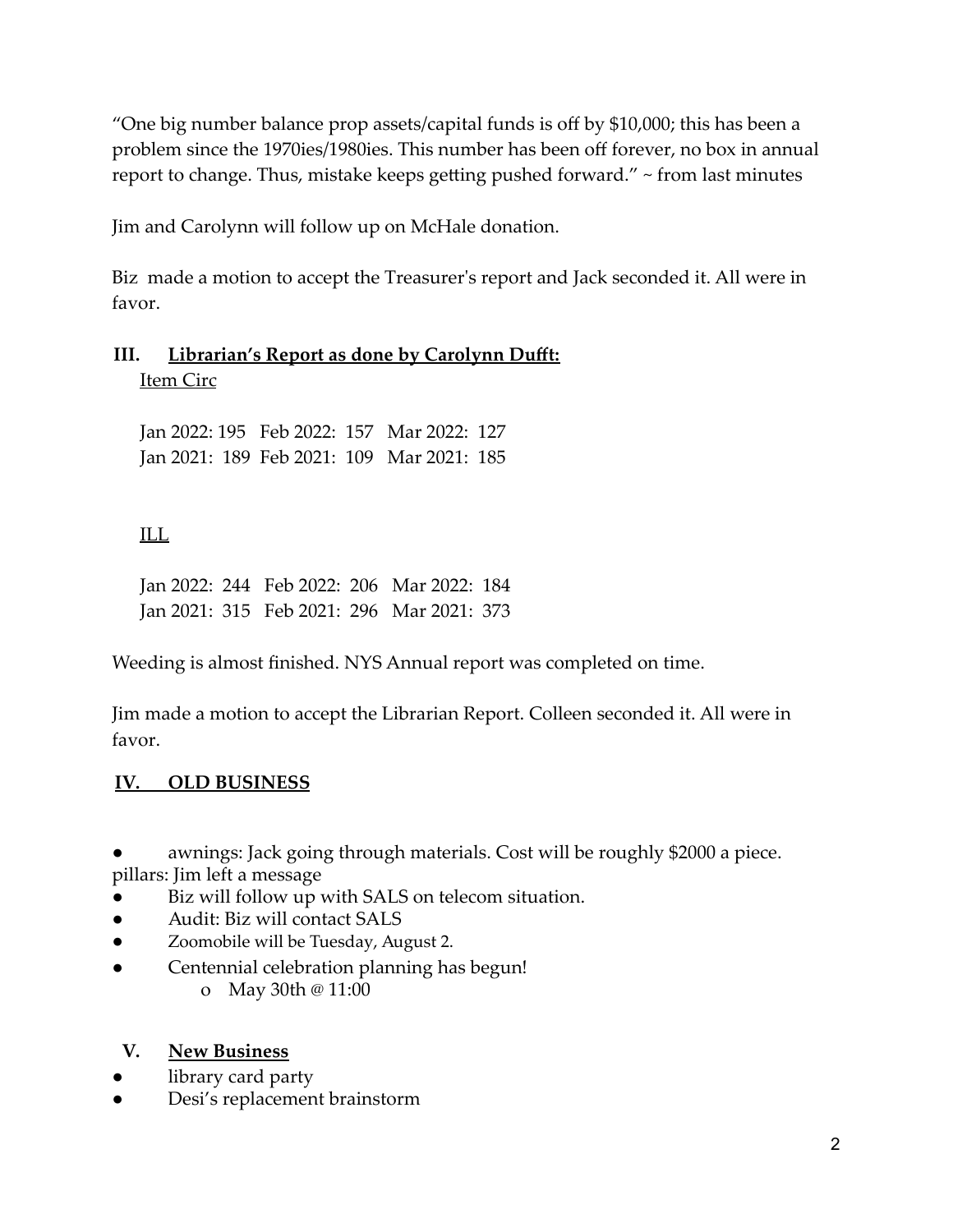"One big number balance prop assets/capital funds is off by $10,000; this has been a problem since the 1970ies/1980ies. This number has been off forever, no box in annual report to change. Thus, mistake keeps getting pushed forward." ~ from last minutes

Jim and Carolynn will follow up on McHale donation.

Biz made a motion to accept the Treasurer's report and Jack seconded it. All were in favor.

## III. Librarian's Report as done by Carolynn Dufft:

Item Circ

Jan 2022: 195 Feb 2022: 157 Mar 2022: 127
Jan 2021: 189 Feb 2021: 109 Mar 2021: 185

ILL

Jan 2022: 244 Feb 2022: 206 Mar 2022: 184
Jan 2021: 315 Feb 2021: 296 Mar 2021: 373

Weeding is almost finished. NYS Annual report was completed on time.

Jim made a motion to accept the Librarian Report. Colleen seconded it. All were in favor.

## IV. OLD BUSINESS

- awnings: Jack going through materials. Cost will be roughly $2000 a piece.
pillars: Jim left a message
- Biz will follow up with SALS on telecom situation.
- Audit: Biz will contact SALS
- Zoomobile will be Tuesday, August 2.
- Centennial celebration planning has begun!
    - May 30th @ 11:00

## V. New Business

- library card party
- Desi's replacement brainstorm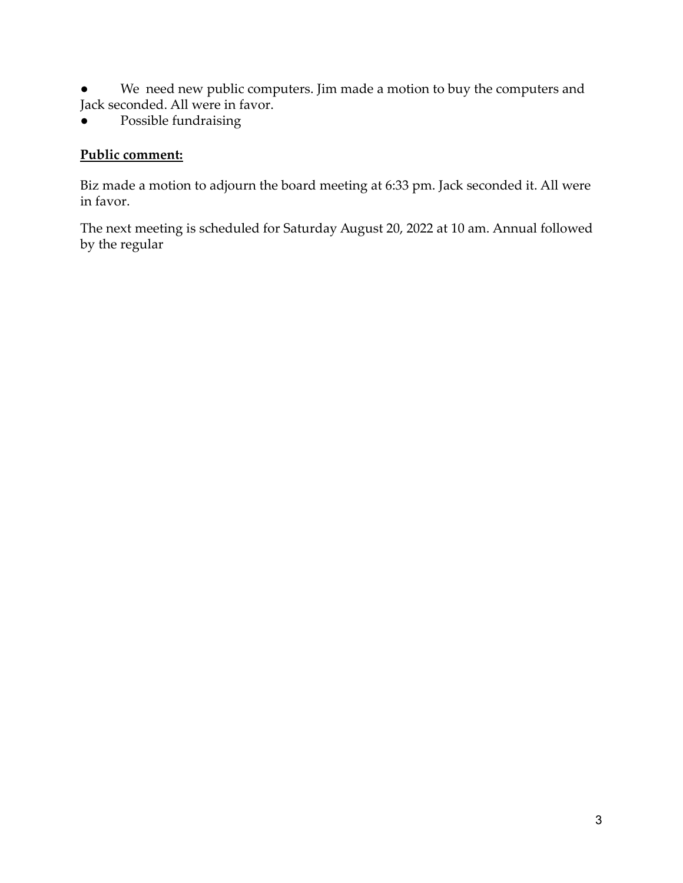- We need new public computers. Jim made a motion to buy the computers and Jack seconded. All were in favor.
- Possible fundraising

**Public comment:**

Biz made a motion to adjourn the board meeting at 6:33 pm. Jack seconded it. All were in favor.

The next meeting is scheduled for Saturday August 20, 2022 at 10 am. Annual followed by the regular